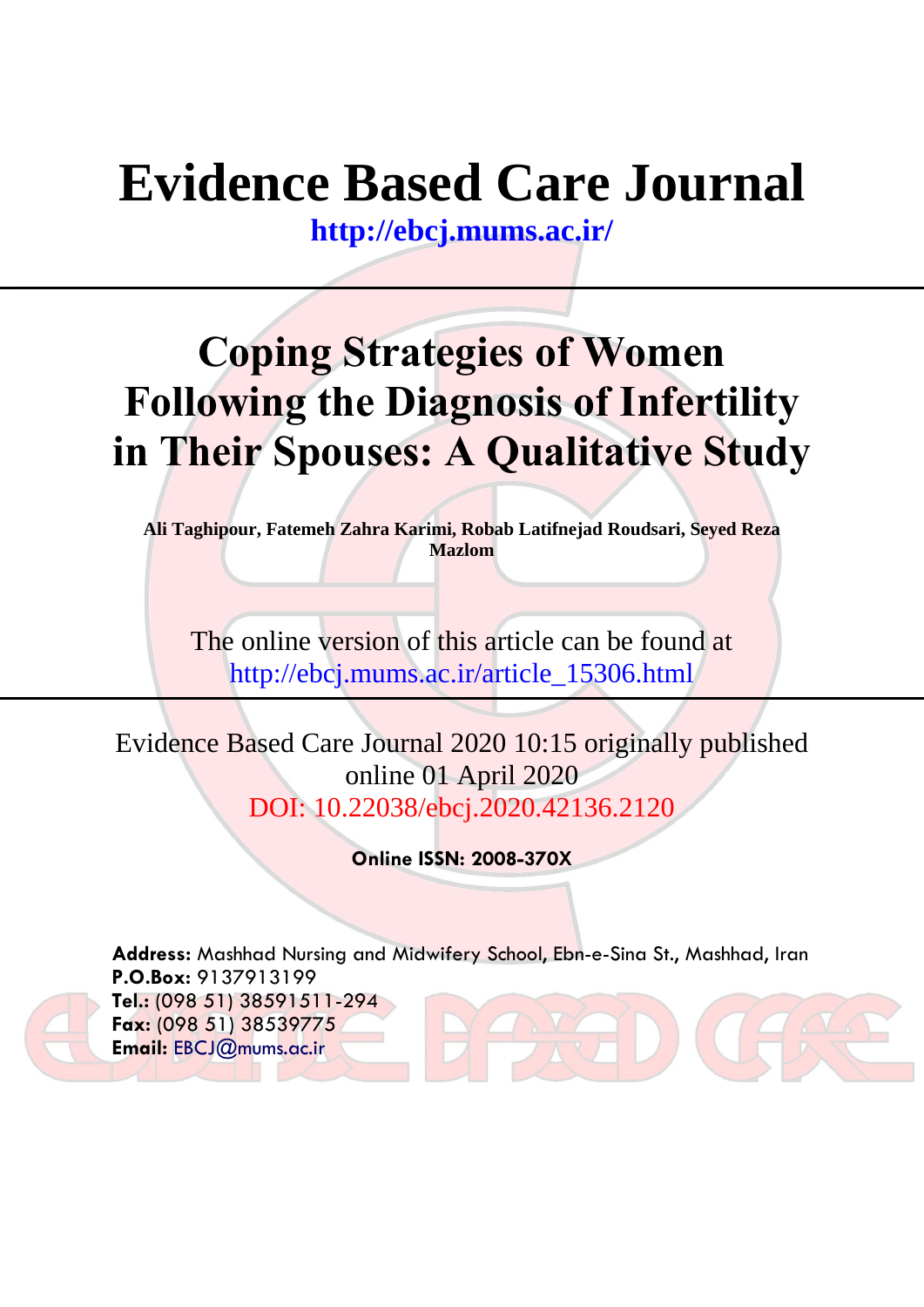# Evidence Based Care Journal

**http://ebcj.mums.ac.ir/**

# Coping Strategies of Women Following the Diagnosis of Infertility in Their Spouses: A Qualitative Study

**Ali Taghipour, Fatemeh Zahra Karimi, Robab Latifnejad Roudsari, Seyed Reza Mazlom**

The online version of this article can be found at
http://ebcj.mums.ac.ir/article_15306.html

Evidence Based Care Journal 2020 10:15 originally published online 01 April 2020
DOI: 10.22038/ebcj.2020.42136.2120

**Online ISSN: 2008-370X**

**Address:** Mashhad Nursing and Midwifery School, Ebn-e-Sina St., Mashhad, Iran
**P.O.Box:** 9137913199
**Tel.:** (098 51) 38591511-294
**Fax:** (098 51) 38539775
**Email:** EBCJ@mums.ac.ir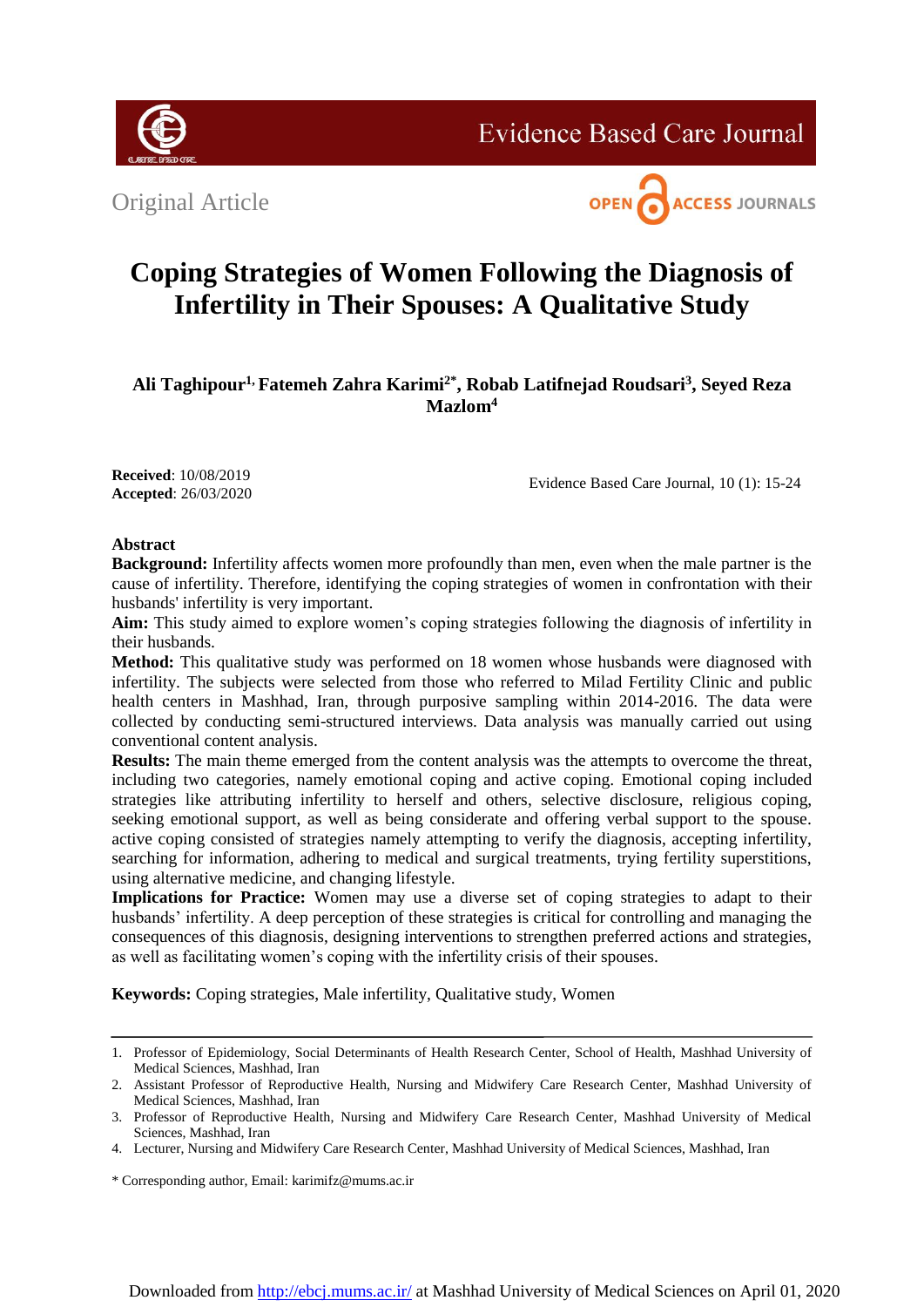Original Article

# Coping Strategies of Women Following the Diagnosis of Infertility in Their Spouses: A Qualitative Study

**Ali Taghipour[1], Fatemeh Zahra Karimi[2*], Robab Latifnejad Roudsari[3], Seyed Reza Mazlom[4]**

**Received**: 10/08/2019
**Accepted**: 26/03/2020

Evidence Based Care Journal, 10 (1): 15-24

## Abstract

**Background:** Infertility affects women more profoundly than men, even when the male partner is the cause of infertility. Therefore, identifying the coping strategies of women in confrontation with their husbands' infertility is very important.

**Aim:** This study aimed to explore women's coping strategies following the diagnosis of infertility in their husbands.

**Method:** This qualitative study was performed on 18 women whose husbands were diagnosed with infertility. The subjects were selected from those who referred to Milad Fertility Clinic and public health centers in Mashhad, Iran, through purposive sampling within 2014-2016. The data were collected by conducting semi-structured interviews. Data analysis was manually carried out using conventional content analysis.

**Results:** The main theme emerged from the content analysis was the attempts to overcome the threat, including two categories, namely emotional coping and active coping. Emotional coping included strategies like attributing infertility to herself and others, selective disclosure, religious coping, seeking emotional support, as well as being considerate and offering verbal support to the spouse. active coping consisted of strategies namely attempting to verify the diagnosis, accepting infertility, searching for information, adhering to medical and surgical treatments, trying fertility superstitions, using alternative medicine, and changing lifestyle.

**Implications for Practice:** Women may use a diverse set of coping strategies to adapt to their husbands' infertility. A deep perception of these strategies is critical for controlling and managing the consequences of this diagnosis, designing interventions to strengthen preferred actions and strategies, as well as facilitating women's coping with the infertility crisis of their spouses.

**Keywords:** Coping strategies, Male infertility, Qualitative study, Women

---

1. Professor of Epidemiology, Social Determinants of Health Research Center, School of Health, Mashhad University of Medical Sciences, Mashhad, Iran
2. Assistant Professor of Reproductive Health, Nursing and Midwifery Care Research Center, Mashhad University of Medical Sciences, Mashhad, Iran
3. Professor of Reproductive Health, Nursing and Midwifery Care Research Center, Mashhad University of Medical Sciences, Mashhad, Iran
4. Lecturer, Nursing and Midwifery Care Research Center, Mashhad University of Medical Sciences, Mashhad, Iran

\* Corresponding author, Email: karimifz@mums.ac.ir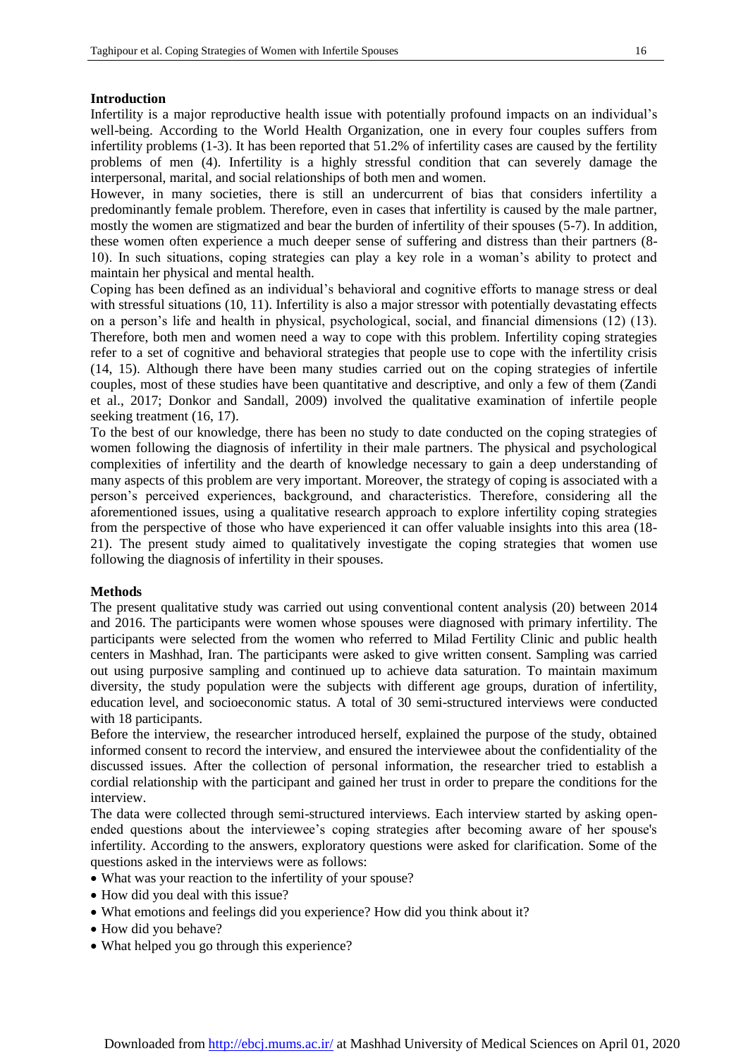## Introduction

Infertility is a major reproductive health issue with potentially profound impacts on an individual's well-being. According to the World Health Organization, one in every four couples suffers from infertility problems (1-3). It has been reported that 51.2% of infertility cases are caused by the fertility problems of men (4). Infertility is a highly stressful condition that can severely damage the interpersonal, marital, and social relationships of both men and women.

However, in many societies, there is still an undercurrent of bias that considers infertility a predominantly female problem. Therefore, even in cases that infertility is caused by the male partner, mostly the women are stigmatized and bear the burden of infertility of their spouses (5-7). In addition, these women often experience a much deeper sense of suffering and distress than their partners (8-10). In such situations, coping strategies can play a key role in a woman's ability to protect and maintain her physical and mental health.

Coping has been defined as an individual's behavioral and cognitive efforts to manage stress or deal with stressful situations (10, 11). Infertility is also a major stressor with potentially devastating effects on a person's life and health in physical, psychological, social, and financial dimensions (12) (13). Therefore, both men and women need a way to cope with this problem. Infertility coping strategies refer to a set of cognitive and behavioral strategies that people use to cope with the infertility crisis (14, 15). Although there have been many studies carried out on the coping strategies of infertile couples, most of these studies have been quantitative and descriptive, and only a few of them (Zandi et al., 2017; Donkor and Sandall, 2009) involved the qualitative examination of infertile people seeking treatment (16, 17).

To the best of our knowledge, there has been no study to date conducted on the coping strategies of women following the diagnosis of infertility in their male partners. The physical and psychological complexities of infertility and the dearth of knowledge necessary to gain a deep understanding of many aspects of this problem are very important. Moreover, the strategy of coping is associated with a person's perceived experiences, background, and characteristics. Therefore, considering all the aforementioned issues, using a qualitative research approach to explore infertility coping strategies from the perspective of those who have experienced it can offer valuable insights into this area (18-21). The present study aimed to qualitatively investigate the coping strategies that women use following the diagnosis of infertility in their spouses.

## Methods

The present qualitative study was carried out using conventional content analysis (20) between 2014 and 2016. The participants were women whose spouses were diagnosed with primary infertility. The participants were selected from the women who referred to Milad Fertility Clinic and public health centers in Mashhad, Iran. The participants were asked to give written consent. Sampling was carried out using purposive sampling and continued up to achieve data saturation. To maintain maximum diversity, the study population were the subjects with different age groups, duration of infertility, education level, and socioeconomic status. A total of 30 semi-structured interviews were conducted with 18 participants.

Before the interview, the researcher introduced herself, explained the purpose of the study, obtained informed consent to record the interview, and ensured the interviewee about the confidentiality of the discussed issues. After the collection of personal information, the researcher tried to establish a cordial relationship with the participant and gained her trust in order to prepare the conditions for the interview.

The data were collected through semi-structured interviews. Each interview started by asking open-ended questions about the interviewee's coping strategies after becoming aware of her spouse's infertility. According to the answers, exploratory questions were asked for clarification. Some of the questions asked in the interviews were as follows:

- What was your reaction to the infertility of your spouse?
- How did you deal with this issue?
- What emotions and feelings did you experience? How did you think about it?
- How did you behave?
- What helped you go through this experience?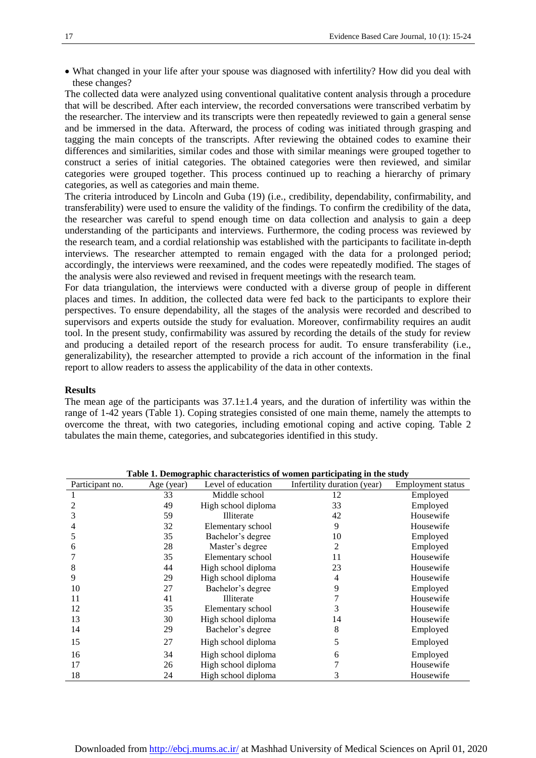- What changed in your life after your spouse was diagnosed with infertility? How did you deal with these changes?

The collected data were analyzed using conventional qualitative content analysis through a procedure that will be described. After each interview, the recorded conversations were transcribed verbatim by the researcher. The interview and its transcripts were then repeatedly reviewed to gain a general sense and be immersed in the data. Afterward, the process of coding was initiated through grasping and tagging the main concepts of the transcripts. After reviewing the obtained codes to examine their differences and similarities, similar codes and those with similar meanings were grouped together to construct a series of initial categories. The obtained categories were then reviewed, and similar categories were grouped together. This process continued up to reaching a hierarchy of primary categories, as well as categories and main theme.

The criteria introduced by Lincoln and Guba (19) (i.e., credibility, dependability, confirmability, and transferability) were used to ensure the validity of the findings. To confirm the credibility of the data, the researcher was careful to spend enough time on data collection and analysis to gain a deep understanding of the participants and interviews. Furthermore, the coding process was reviewed by the research team, and a cordial relationship was established with the participants to facilitate in-depth interviews. The researcher attempted to remain engaged with the data for a prolonged period; accordingly, the interviews were reexamined, and the codes were repeatedly modified. The stages of the analysis were also reviewed and revised in frequent meetings with the research team.

For data triangulation, the interviews were conducted with a diverse group of people in different places and times. In addition, the collected data were fed back to the participants to explore their perspectives. To ensure dependability, all the stages of the analysis were recorded and described to supervisors and experts outside the study for evaluation. Moreover, confirmability requires an audit tool. In the present study, confirmability was assured by recording the details of the study for review and producing a detailed report of the research process for audit. To ensure transferability (i.e., generalizability), the researcher attempted to provide a rich account of the information in the final report to allow readers to assess the applicability of the data in other contexts.

## Results

The mean age of the participants was 37.1±1.4 years, and the duration of infertility was within the range of 1-42 years (Table 1). Coping strategies consisted of one main theme, namely the attempts to overcome the threat, with two categories, including emotional coping and active coping. Table 2 tabulates the main theme, categories, and subcategories identified in this study.

**Table 1. Demographic characteristics of women participating in the study**

| Participant no. | Age (year) | Level of education | Infertility duration (year) | Employment status |
|---|---|---|---|---|
| 1 | 33 | Middle school | 12 | Employed |
| 2 | 49 | High school diploma | 33 | Employed |
| 3 | 59 | Illiterate | 42 | Housewife |
| 4 | 32 | Elementary school | 9 | Housewife |
| 5 | 35 | Bachelor's degree | 10 | Employed |
| 6 | 28 | Master's degree | 2 | Employed |
| 7 | 35 | Elementary school | 11 | Housewife |
| 8 | 44 | High school diploma | 23 | Housewife |
| 9 | 29 | High school diploma | 4 | Housewife |
| 10 | 27 | Bachelor's degree | 9 | Employed |
| 11 | 41 | Illiterate | 7 | Housewife |
| 12 | 35 | Elementary school | 3 | Housewife |
| 13 | 30 | High school diploma | 14 | Housewife |
| 14 | 29 | Bachelor's degree | 8 | Employed |
| 15 | 27 | High school diploma | 5 | Employed |
| 16 | 34 | High school diploma | 6 | Employed |
| 17 | 26 | High school diploma | 7 | Housewife |
| 18 | 24 | High school diploma | 3 | Housewife |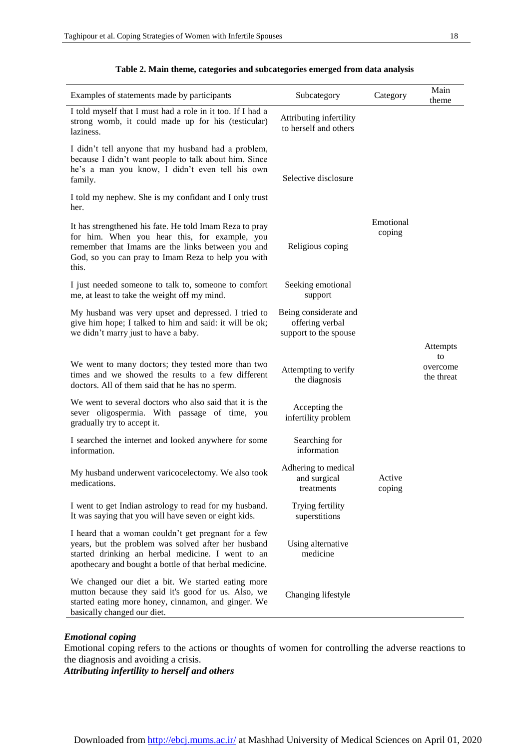**Table 2. Main theme, categories and subcategories emerged from data analysis**

| Examples of statements made by participants | Subcategory | Category | Main theme |
|---|---|---|---|
| I told myself that I must had a role in it too. If I had a strong womb, it could made up for his (testicular) laziness. | Attributing infertility to herself and others | Emotional coping | Attempts to overcome the threat |
| I didn't tell anyone that my husband had a problem, because I didn't want people to talk about him. Since he's a man you know, I didn't even tell his own family. I told my nephew. She is my confidant and I only trust her. | Selective disclosure | | |
| It has strengthened his fate. He told Imam Reza to pray for him. When you hear this, for example, you remember that Imams are the links between you and God, so you can pray to Imam Reza to help you with this. | Religious coping | | |
| I just needed someone to talk to, someone to comfort me, at least to take the weight off my mind. | Seeking emotional support | | |
| My husband was very upset and depressed. I tried to give him hope; I talked to him and said: it will be ok; we didn't marry just to have a baby. | Being considerate and offering verbal support to the spouse | | |
| We went to many doctors; they tested more than two times and we showed the results to a few different doctors. All of them said that he has no sperm. | Attempting to verify the diagnosis | Active coping | |
| We went to several doctors who also said that it is the sever oligospermia. With passage of time, you gradually try to accept it. | Accepting the infertility problem | | |
| I searched the internet and looked anywhere for some information. | Searching for information | | |
| My husband underwent varicocelectomy. We also took medications. | Adhering to medical and surgical treatments | | |
| I went to get Indian astrology to read for my husband. It was saying that you will have seven or eight kids. | Trying fertility superstitions | | |
| I heard that a woman couldn't get pregnant for a few years, but the problem was solved after her husband started drinking an herbal medicine. I went to an apothecary and bought a bottle of that herbal medicine. | Using alternative medicine | | |
| We changed our diet a bit. We started eating more mutton because they said it's good for us. Also, we started eating more honey, cinnamon, and ginger. We basically changed our diet. | Changing lifestyle | | |

***Emotional coping***

Emotional coping refers to the actions or thoughts of women for controlling the adverse reactions to the diagnosis and avoiding a crisis.

***Attributing infertility to herself and others***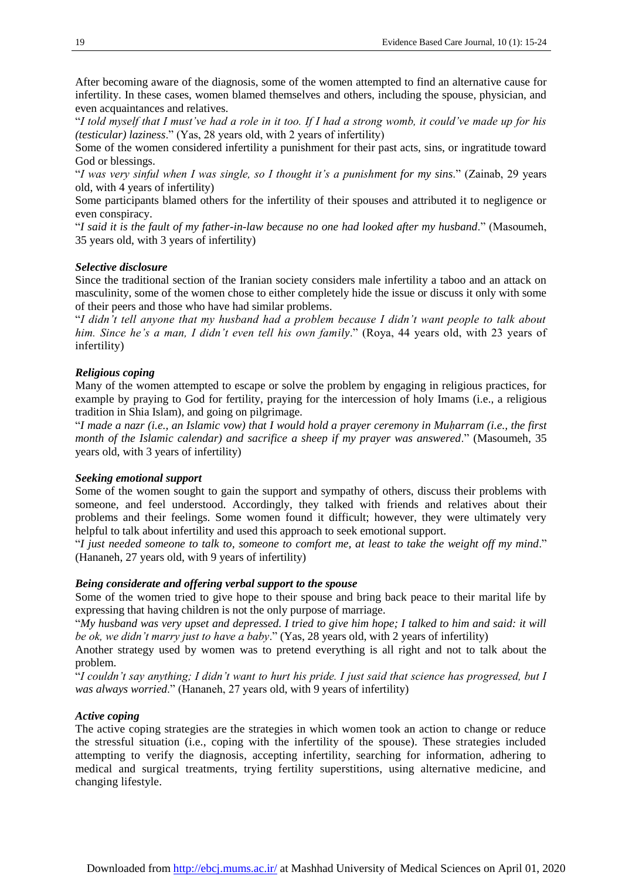After becoming aware of the diagnosis, some of the women attempted to find an alternative cause for infertility. In these cases, women blamed themselves and others, including the spouse, physician, and even acquaintances and relatives.

"*I told myself that I must've had a role in it too. If I had a strong womb, it could've made up for his (testicular) laziness*." (Yas, 28 years old, with 2 years of infertility)

Some of the women considered infertility a punishment for their past acts, sins, or ingratitude toward God or blessings.

"*I was very sinful when I was single, so I thought it's a punishment for my sins*." (Zainab, 29 years old, with 4 years of infertility)

Some participants blamed others for the infertility of their spouses and attributed it to negligence or even conspiracy.

"*I said it is the fault of my father-in-law because no one had looked after my husband*." (Masoumeh, 35 years old, with 3 years of infertility)

***Selective disclosure***

Since the traditional section of the Iranian society considers male infertility a taboo and an attack on masculinity, some of the women chose to either completely hide the issue or discuss it only with some of their peers and those who have had similar problems.

"*I didn't tell anyone that my husband had a problem because I didn't want people to talk about him. Since he's a man, I didn't even tell his own family*." (Roya, 44 years old, with 23 years of infertility)

***Religious coping***

Many of the women attempted to escape or solve the problem by engaging in religious practices, for example by praying to God for fertility, praying for the intercession of holy Imams (i.e., a religious tradition in Shia Islam), and going on pilgrimage.

"*I made a nazr (i.e., an Islamic vow) that I would hold a prayer ceremony in Muḥarram (i.e., the first month of the Islamic calendar) and sacrifice a sheep if my prayer was answered*." (Masoumeh, 35 years old, with 3 years of infertility)

***Seeking emotional support***

Some of the women sought to gain the support and sympathy of others, discuss their problems with someone, and feel understood. Accordingly, they talked with friends and relatives about their problems and their feelings. Some women found it difficult; however, they were ultimately very helpful to talk about infertility and used this approach to seek emotional support.

"*I just needed someone to talk to, someone to comfort me, at least to take the weight off my mind*." (Hananeh, 27 years old, with 9 years of infertility)

***Being considerate and offering verbal support to the spouse***

Some of the women tried to give hope to their spouse and bring back peace to their marital life by expressing that having children is not the only purpose of marriage.

"*My husband was very upset and depressed. I tried to give him hope; I talked to him and said: it will be ok, we didn't marry just to have a baby*." (Yas, 28 years old, with 2 years of infertility)

Another strategy used by women was to pretend everything is all right and not to talk about the problem.

"*I couldn't say anything; I didn't want to hurt his pride. I just said that science has progressed, but I was always worried*." (Hananeh, 27 years old, with 9 years of infertility)

***Active coping***

The active coping strategies are the strategies in which women took an action to change or reduce the stressful situation (i.e., coping with the infertility of the spouse). These strategies included attempting to verify the diagnosis, accepting infertility, searching for information, adhering to medical and surgical treatments, trying fertility superstitions, using alternative medicine, and changing lifestyle.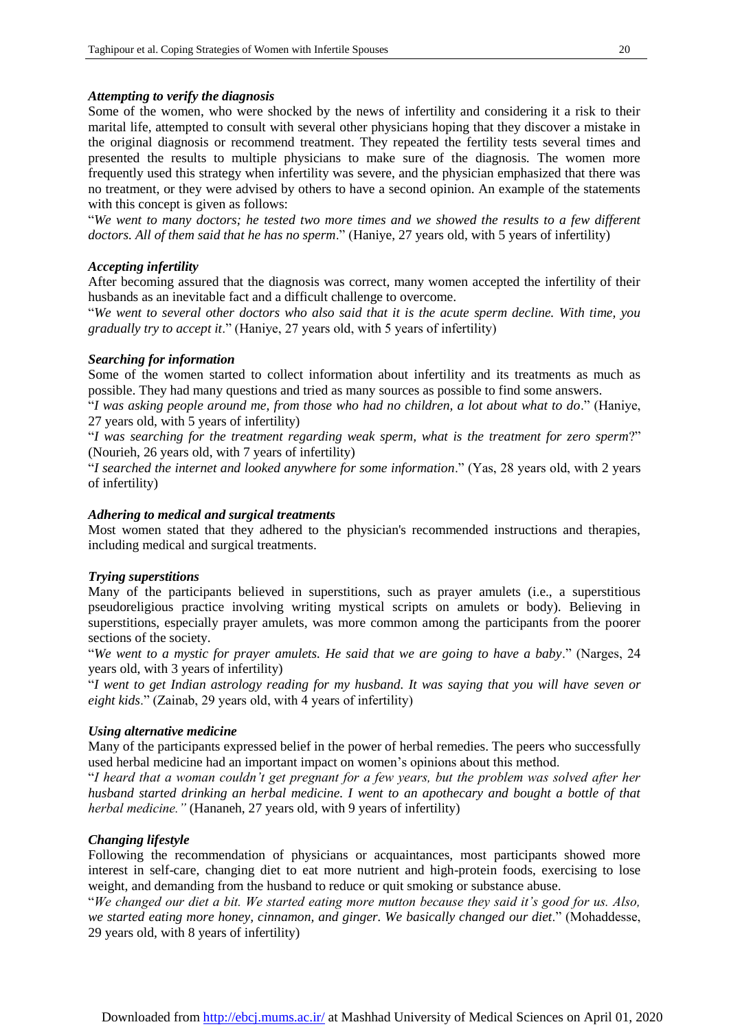***Attempting to verify the diagnosis***

Some of the women, who were shocked by the news of infertility and considering it a risk to their marital life, attempted to consult with several other physicians hoping that they discover a mistake in the original diagnosis or recommend treatment. They repeated the fertility tests several times and presented the results to multiple physicians to make sure of the diagnosis. The women more frequently used this strategy when infertility was severe, and the physician emphasized that there was no treatment, or they were advised by others to have a second opinion. An example of the statements with this concept is given as follows:

"*We went to many doctors; he tested two more times and we showed the results to a few different doctors. All of them said that he has no sperm*." (Haniye, 27 years old, with 5 years of infertility)

***Accepting infertility***

After becoming assured that the diagnosis was correct, many women accepted the infertility of their husbands as an inevitable fact and a difficult challenge to overcome.

"*We went to several other doctors who also said that it is the acute sperm decline. With time, you gradually try to accept it*." (Haniye, 27 years old, with 5 years of infertility)

***Searching for information***

Some of the women started to collect information about infertility and its treatments as much as possible. They had many questions and tried as many sources as possible to find some answers.

"*I was asking people around me, from those who had no children, a lot about what to do*." (Haniye, 27 years old, with 5 years of infertility)

"*I was searching for the treatment regarding weak sperm, what is the treatment for zero sperm*?" (Nourieh, 26 years old, with 7 years of infertility)

"*I searched the internet and looked anywhere for some information*." (Yas, 28 years old, with 2 years of infertility)

***Adhering to medical and surgical treatments***

Most women stated that they adhered to the physician's recommended instructions and therapies, including medical and surgical treatments.

***Trying superstitions***

Many of the participants believed in superstitions, such as prayer amulets (i.e., a superstitious pseudoreligious practice involving writing mystical scripts on amulets or body). Believing in superstitions, especially prayer amulets, was more common among the participants from the poorer sections of the society.

"*We went to a mystic for prayer amulets. He said that we are going to have a baby*." (Narges, 24 years old, with 3 years of infertility)

"*I went to get Indian astrology reading for my husband. It was saying that you will have seven or eight kids*." (Zainab, 29 years old, with 4 years of infertility)

***Using alternative medicine***

Many of the participants expressed belief in the power of herbal remedies. The peers who successfully used herbal medicine had an important impact on women's opinions about this method.

"*I heard that a woman couldn't get pregnant for a few years, but the problem was solved after her husband started drinking an herbal medicine. I went to an apothecary and bought a bottle of that herbal medicine.*" (Hananeh, 27 years old, with 9 years of infertility)

***Changing lifestyle***

Following the recommendation of physicians or acquaintances, most participants showed more interest in self-care, changing diet to eat more nutrient and high-protein foods, exercising to lose weight, and demanding from the husband to reduce or quit smoking or substance abuse.

"*We changed our diet a bit. We started eating more mutton because they said it's good for us. Also, we started eating more honey, cinnamon, and ginger. We basically changed our diet*." (Mohaddesse, 29 years old, with 8 years of infertility)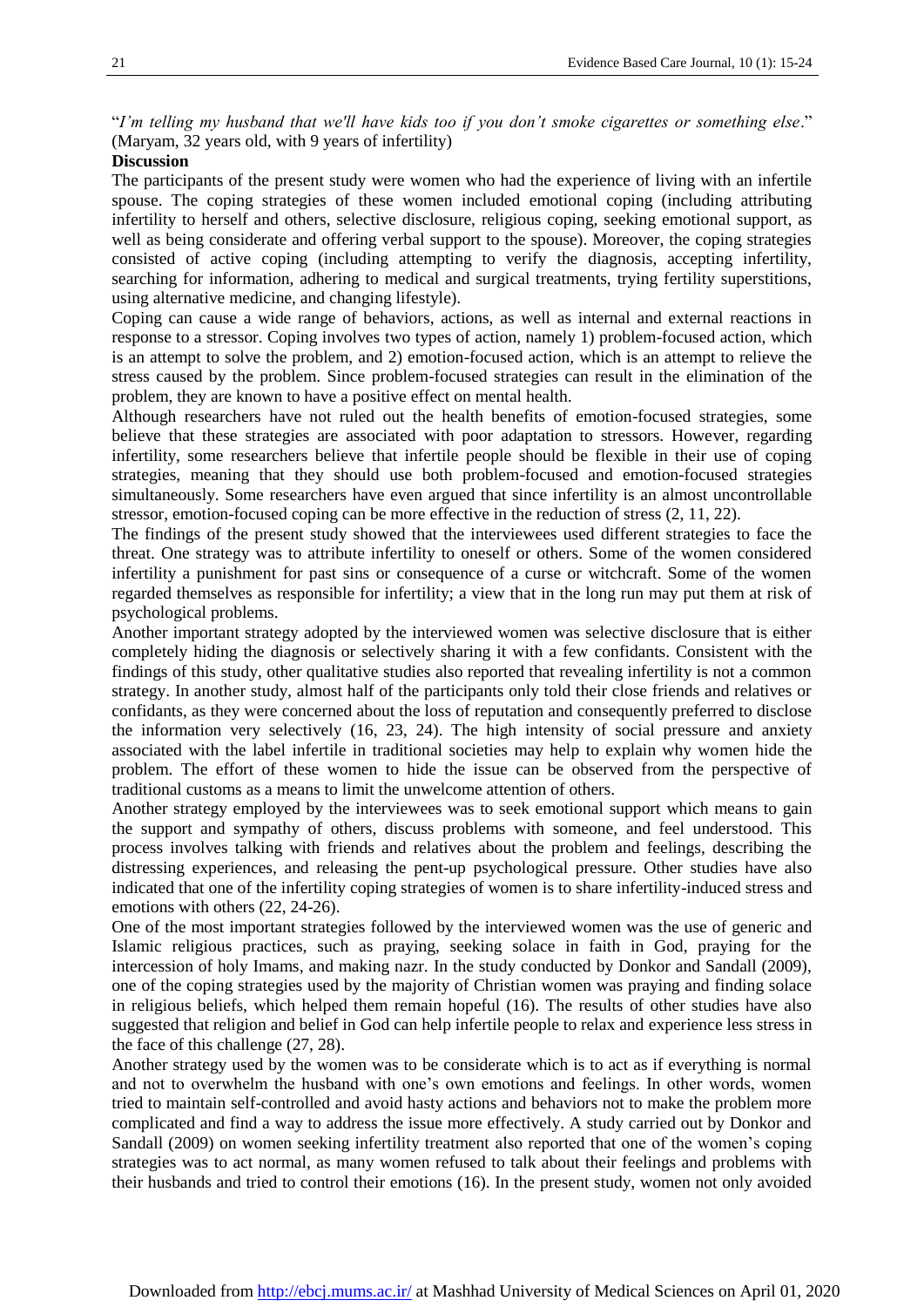"*I'm telling my husband that we'll have kids too if you don't smoke cigarettes or something else*." (Maryam, 32 years old, with 9 years of infertility)

**Discussion**

The participants of the present study were women who had the experience of living with an infertile spouse. The coping strategies of these women included emotional coping (including attributing infertility to herself and others, selective disclosure, religious coping, seeking emotional support, as well as being considerate and offering verbal support to the spouse). Moreover, the coping strategies consisted of active coping (including attempting to verify the diagnosis, accepting infertility, searching for information, adhering to medical and surgical treatments, trying fertility superstitions, using alternative medicine, and changing lifestyle).

Coping can cause a wide range of behaviors, actions, as well as internal and external reactions in response to a stressor. Coping involves two types of action, namely 1) problem-focused action, which is an attempt to solve the problem, and 2) emotion-focused action, which is an attempt to relieve the stress caused by the problem. Since problem-focused strategies can result in the elimination of the problem, they are known to have a positive effect on mental health.

Although researchers have not ruled out the health benefits of emotion-focused strategies, some believe that these strategies are associated with poor adaptation to stressors. However, regarding infertility, some researchers believe that infertile people should be flexible in their use of coping strategies, meaning that they should use both problem-focused and emotion-focused strategies simultaneously. Some researchers have even argued that since infertility is an almost uncontrollable stressor, emotion-focused coping can be more effective in the reduction of stress (2, 11, 22).

The findings of the present study showed that the interviewees used different strategies to face the threat. One strategy was to attribute infertility to oneself or others. Some of the women considered infertility a punishment for past sins or consequence of a curse or witchcraft. Some of the women regarded themselves as responsible for infertility; a view that in the long run may put them at risk of psychological problems.

Another important strategy adopted by the interviewed women was selective disclosure that is either completely hiding the diagnosis or selectively sharing it with a few confidants. Consistent with the findings of this study, other qualitative studies also reported that revealing infertility is not a common strategy. In another study, almost half of the participants only told their close friends and relatives or confidants, as they were concerned about the loss of reputation and consequently preferred to disclose the information very selectively (16, 23, 24). The high intensity of social pressure and anxiety associated with the label infertile in traditional societies may help to explain why women hide the problem. The effort of these women to hide the issue can be observed from the perspective of traditional customs as a means to limit the unwelcome attention of others.

Another strategy employed by the interviewees was to seek emotional support which means to gain the support and sympathy of others, discuss problems with someone, and feel understood. This process involves talking with friends and relatives about the problem and feelings, describing the distressing experiences, and releasing the pent-up psychological pressure. Other studies have also indicated that one of the infertility coping strategies of women is to share infertility-induced stress and emotions with others (22, 24-26).

One of the most important strategies followed by the interviewed women was the use of generic and Islamic religious practices, such as praying, seeking solace in faith in God, praying for the intercession of holy Imams, and making nazr. In the study conducted by Donkor and Sandall (2009), one of the coping strategies used by the majority of Christian women was praying and finding solace in religious beliefs, which helped them remain hopeful (16). The results of other studies have also suggested that religion and belief in God can help infertile people to relax and experience less stress in the face of this challenge (27, 28).

Another strategy used by the women was to be considerate which is to act as if everything is normal and not to overwhelm the husband with one's own emotions and feelings. In other words, women tried to maintain self-controlled and avoid hasty actions and behaviors not to make the problem more complicated and find a way to address the issue more effectively. A study carried out by Donkor and Sandall (2009) on women seeking infertility treatment also reported that one of the women's coping strategies was to act normal, as many women refused to talk about their feelings and problems with their husbands and tried to control their emotions (16). In the present study, women not only avoided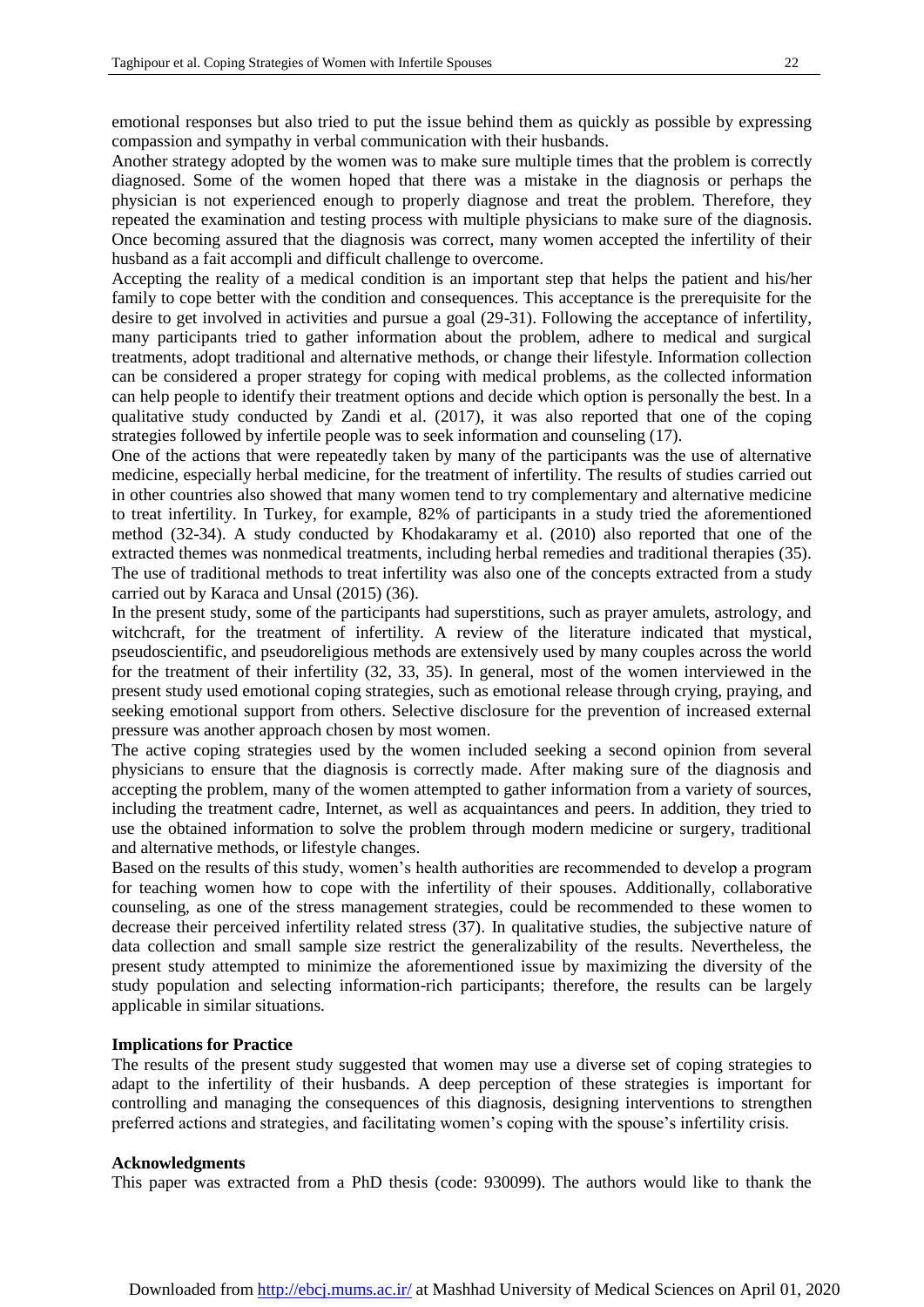emotional responses but also tried to put the issue behind them as quickly as possible by expressing compassion and sympathy in verbal communication with their husbands.

Another strategy adopted by the women was to make sure multiple times that the problem is correctly diagnosed. Some of the women hoped that there was a mistake in the diagnosis or perhaps the physician is not experienced enough to properly diagnose and treat the problem. Therefore, they repeated the examination and testing process with multiple physicians to make sure of the diagnosis. Once becoming assured that the diagnosis was correct, many women accepted the infertility of their husband as a fait accompli and difficult challenge to overcome.

Accepting the reality of a medical condition is an important step that helps the patient and his/her family to cope better with the condition and consequences. This acceptance is the prerequisite for the desire to get involved in activities and pursue a goal (29-31). Following the acceptance of infertility, many participants tried to gather information about the problem, adhere to medical and surgical treatments, adopt traditional and alternative methods, or change their lifestyle. Information collection can be considered a proper strategy for coping with medical problems, as the collected information can help people to identify their treatment options and decide which option is personally the best. In a qualitative study conducted by Zandi et al. (2017), it was also reported that one of the coping strategies followed by infertile people was to seek information and counseling (17).

One of the actions that were repeatedly taken by many of the participants was the use of alternative medicine, especially herbal medicine, for the treatment of infertility. The results of studies carried out in other countries also showed that many women tend to try complementary and alternative medicine to treat infertility. In Turkey, for example, 82% of participants in a study tried the aforementioned method (32-34). A study conducted by Khodakaramy et al. (2010) also reported that one of the extracted themes was nonmedical treatments, including herbal remedies and traditional therapies (35). The use of traditional methods to treat infertility was also one of the concepts extracted from a study carried out by Karaca and Unsal (2015) (36).

In the present study, some of the participants had superstitions, such as prayer amulets, astrology, and witchcraft, for the treatment of infertility. A review of the literature indicated that mystical, pseudoscientific, and pseudoreligious methods are extensively used by many couples across the world for the treatment of their infertility (32, 33, 35). In general, most of the women interviewed in the present study used emotional coping strategies, such as emotional release through crying, praying, and seeking emotional support from others. Selective disclosure for the prevention of increased external pressure was another approach chosen by most women.

The active coping strategies used by the women included seeking a second opinion from several physicians to ensure that the diagnosis is correctly made. After making sure of the diagnosis and accepting the problem, many of the women attempted to gather information from a variety of sources, including the treatment cadre, Internet, as well as acquaintances and peers. In addition, they tried to use the obtained information to solve the problem through modern medicine or surgery, traditional and alternative methods, or lifestyle changes.

Based on the results of this study, women's health authorities are recommended to develop a program for teaching women how to cope with the infertility of their spouses. Additionally, collaborative counseling, as one of the stress management strategies, could be recommended to these women to decrease their perceived infertility related stress (37). In qualitative studies, the subjective nature of data collection and small sample size restrict the generalizability of the results. Nevertheless, the present study attempted to minimize the aforementioned issue by maximizing the diversity of the study population and selecting information-rich participants; therefore, the results can be largely applicable in similar situations.

### Implications for Practice

The results of the present study suggested that women may use a diverse set of coping strategies to adapt to the infertility of their husbands. A deep perception of these strategies is important for controlling and managing the consequences of this diagnosis, designing interventions to strengthen preferred actions and strategies, and facilitating women's coping with the spouse's infertility crisis.

### Acknowledgments

This paper was extracted from a PhD thesis (code: 930099). The authors would like to thank the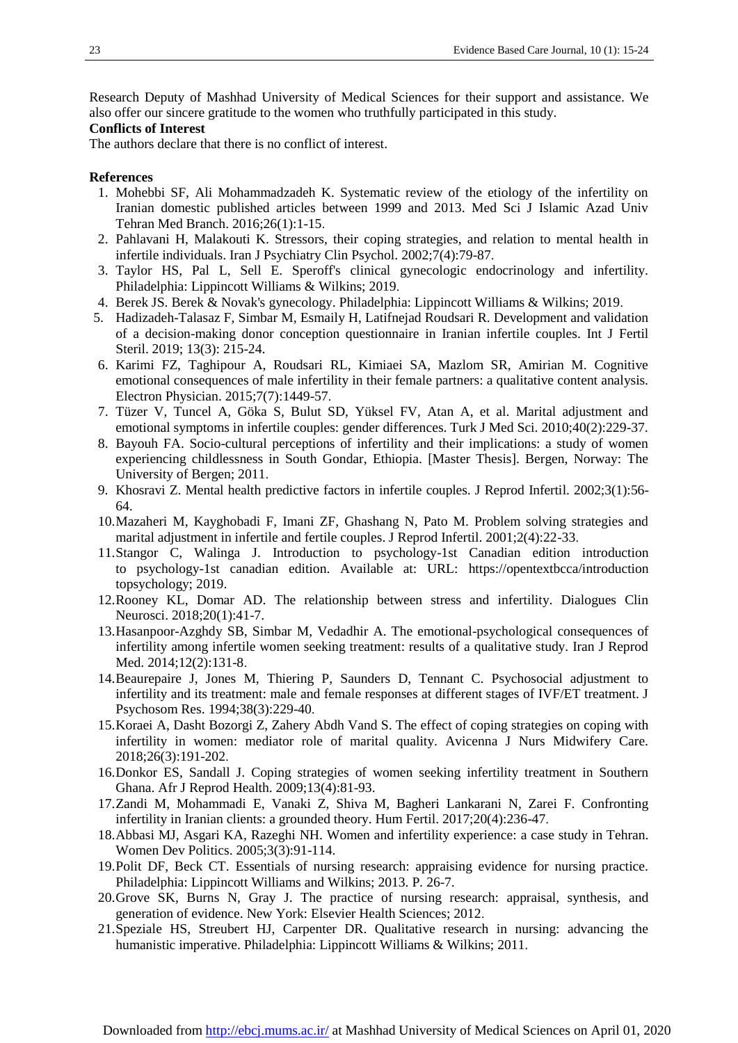Research Deputy of Mashhad University of Medical Sciences for their support and assistance. We also offer our sincere gratitude to the women who truthfully participated in this study.

**Conflicts of Interest**

The authors declare that there is no conflict of interest.

**References**

1. Mohebbi SF, Ali Mohammadzadeh K. Systematic review of the etiology of the infertility on Iranian domestic published articles between 1999 and 2013. Med Sci J Islamic Azad Univ Tehran Med Branch. 2016;26(1):1-15.
2. Pahlavani H, Malakouti K. Stressors, their coping strategies, and relation to mental health in infertile individuals. Iran J Psychiatry Clin Psychol. 2002;7(4):79-87.
3. Taylor HS, Pal L, Sell E. Speroff's clinical gynecologic endocrinology and infertility. Philadelphia: Lippincott Williams & Wilkins; 2019.
4. Berek JS. Berek & Novak's gynecology. Philadelphia: Lippincott Williams & Wilkins; 2019.
5. Hadizadeh-Talasaz F, Simbar M, Esmaily H, Latifnejad Roudsari R. Development and validation of a decision-making donor conception questionnaire in Iranian infertile couples. Int J Fertil Steril. 2019; 13(3): 215-24.
6. Karimi FZ, Taghipour A, Roudsari RL, Kimiaei SA, Mazlom SR, Amirian M. Cognitive emotional consequences of male infertility in their female partners: a qualitative content analysis. Electron Physician. 2015;7(7):1449-57.
7. Tüzer V, Tuncel A, Göka S, Bulut SD, Yüksel FV, Atan A, et al. Marital adjustment and emotional symptoms in infertile couples: gender differences. Turk J Med Sci. 2010;40(2):229-37.
8. Bayouh FA. Socio-cultural perceptions of infertility and their implications: a study of women experiencing childlessness in South Gondar, Ethiopia. [Master Thesis]. Bergen, Norway: The University of Bergen; 2011.
9. Khosravi Z. Mental health predictive factors in infertile couples. J Reprod Infertil. 2002;3(1):56-64.
10. Mazaheri M, Kayghobadi F, Imani ZF, Ghashang N, Pato M. Problem solving strategies and marital adjustment in infertile and fertile couples. J Reprod Infertil. 2001;2(4):22-33.
11. Stangor C, Walinga J. Introduction to psychology-1st Canadian edition introduction to psychology-1st canadian edition. Available at: URL: https://opentextbcca/introduction topsychology; 2019.
12. Rooney KL, Domar AD. The relationship between stress and infertility. Dialogues Clin Neurosci. 2018;20(1):41-7.
13. Hasanpoor-Azghdy SB, Simbar M, Vedadhir A. The emotional-psychological consequences of infertility among infertile women seeking treatment: results of a qualitative study. Iran J Reprod Med. 2014;12(2):131-8.
14. Beaurepaire J, Jones M, Thiering P, Saunders D, Tennant C. Psychosocial adjustment to infertility and its treatment: male and female responses at different stages of IVF/ET treatment. J Psychosom Res. 1994;38(3):229-40.
15. Koraei A, Dasht Bozorgi Z, Zahery Abdh Vand S. The effect of coping strategies on coping with infertility in women: mediator role of marital quality. Avicenna J Nurs Midwifery Care. 2018;26(3):191-202.
16. Donkor ES, Sandall J. Coping strategies of women seeking infertility treatment in Southern Ghana. Afr J Reprod Health. 2009;13(4):81-93.
17. Zandi M, Mohammadi E, Vanaki Z, Shiva M, Bagheri Lankarani N, Zarei F. Confronting infertility in Iranian clients: a grounded theory. Hum Fertil. 2017;20(4):236-47.
18. Abbasi MJ, Asgari KA, Razeghi NH. Women and infertility experience: a case study in Tehran. Women Dev Politics. 2005;3(3):91-114.
19. Polit DF, Beck CT. Essentials of nursing research: appraising evidence for nursing practice. Philadelphia: Lippincott Williams and Wilkins; 2013. P. 26-7.
20. Grove SK, Burns N, Gray J. The practice of nursing research: appraisal, synthesis, and generation of evidence. New York: Elsevier Health Sciences; 2012.
21. Speziale HS, Streubert HJ, Carpenter DR. Qualitative research in nursing: advancing the humanistic imperative. Philadelphia: Lippincott Williams & Wilkins; 2011.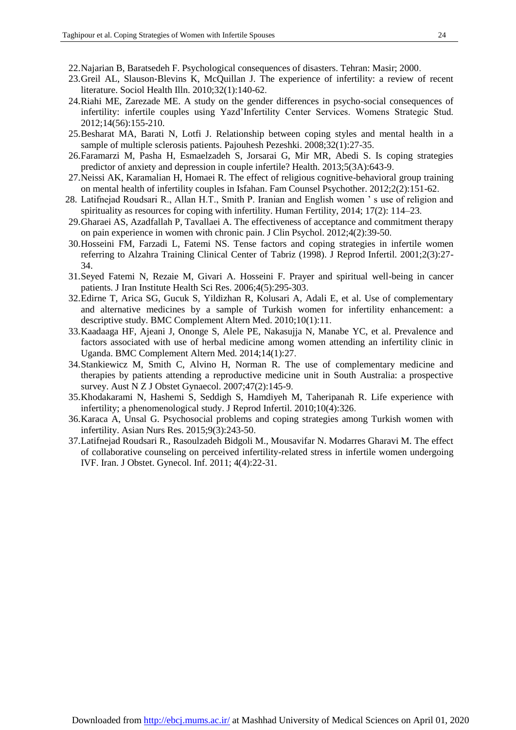22. Najarian B, Baratsedeh F. Psychological consequences of disasters. Tehran: Masir; 2000.
23. Greil AL, Slauson-Blevins K, McQuillan J. The experience of infertility: a review of recent literature. Sociol Health Illn. 2010;32(1):140-62.
24. Riahi ME, Zarezade ME. A study on the gender differences in psycho-social consequences of infertility: infertile couples using Yazd'Infertility Center Services. Womens Strategic Stud. 2012;14(56):155-210.
25. Besharat MA, Barati N, Lotfi J. Relationship between coping styles and mental health in a sample of multiple sclerosis patients. Pajouhesh Pezeshki. 2008;32(1):27-35.
26. Faramarzi M, Pasha H, Esmaelzadeh S, Jorsarai G, Mir MR, Abedi S. Is coping strategies predictor of anxiety and depression in couple infertile? Health. 2013;5(3A):643-9.
27. Neissi AK, Karamalian H, Homaei R. The effect of religious cognitive-behavioral group training on mental health of infertility couples in Isfahan. Fam Counsel Psychother. 2012;2(2):151-62.
28. Latifnejad Roudsari R., Allan H.T., Smith P. Iranian and English women ' s use of religion and spirituality as resources for coping with infertility. Human Fertility, 2014; 17(2): 114–23.
29. Gharaei AS, Azadfallah P, Tavallaei A. The effectiveness of acceptance and commitment therapy on pain experience in women with chronic pain. J Clin Psychol. 2012;4(2):39-50.
30. Hosseini FM, Farzadi L, Fatemi NS. Tense factors and coping strategies in infertile women referring to Alzahra Training Clinical Center of Tabriz (1998). J Reprod Infertil. 2001;2(3):27-34.
31. Seyed Fatemi N, Rezaie M, Givari A. Hosseini F. Prayer and spiritual well-being in cancer patients. J Iran Institute Health Sci Res. 2006;4(5):295-303.
32. Edirne T, Arica SG, Gucuk S, Yildizhan R, Kolusari A, Adali E, et al. Use of complementary and alternative medicines by a sample of Turkish women for infertility enhancement: a descriptive study. BMC Complement Altern Med. 2010;10(1):11.
33. Kaadaaga HF, Ajeani J, Ononge S, Alele PE, Nakasujja N, Manabe YC, et al. Prevalence and factors associated with use of herbal medicine among women attending an infertility clinic in Uganda. BMC Complement Altern Med. 2014;14(1):27.
34. Stankiewicz M, Smith C, Alvino H, Norman R. The use of complementary medicine and therapies by patients attending a reproductive medicine unit in South Australia: a prospective survey. Aust N Z J Obstet Gynaecol. 2007;47(2):145-9.
35. Khodakarami N, Hashemi S, Seddigh S, Hamdiyeh M, Taheripanah R. Life experience with infertility; a phenomenological study. J Reprod Infertil. 2010;10(4):326.
36. Karaca A, Unsal G. Psychosocial problems and coping strategies among Turkish women with infertility. Asian Nurs Res. 2015;9(3):243-50.
37. Latifnejad Roudsari R., Rasoulzadeh Bidgoli M., Mousavifar N. Modarres Gharavi M. The effect of collaborative counseling on perceived infertility-related stress in infertile women undergoing IVF. Iran. J Obstet. Gynecol. Inf. 2011; 4(4):22-31.